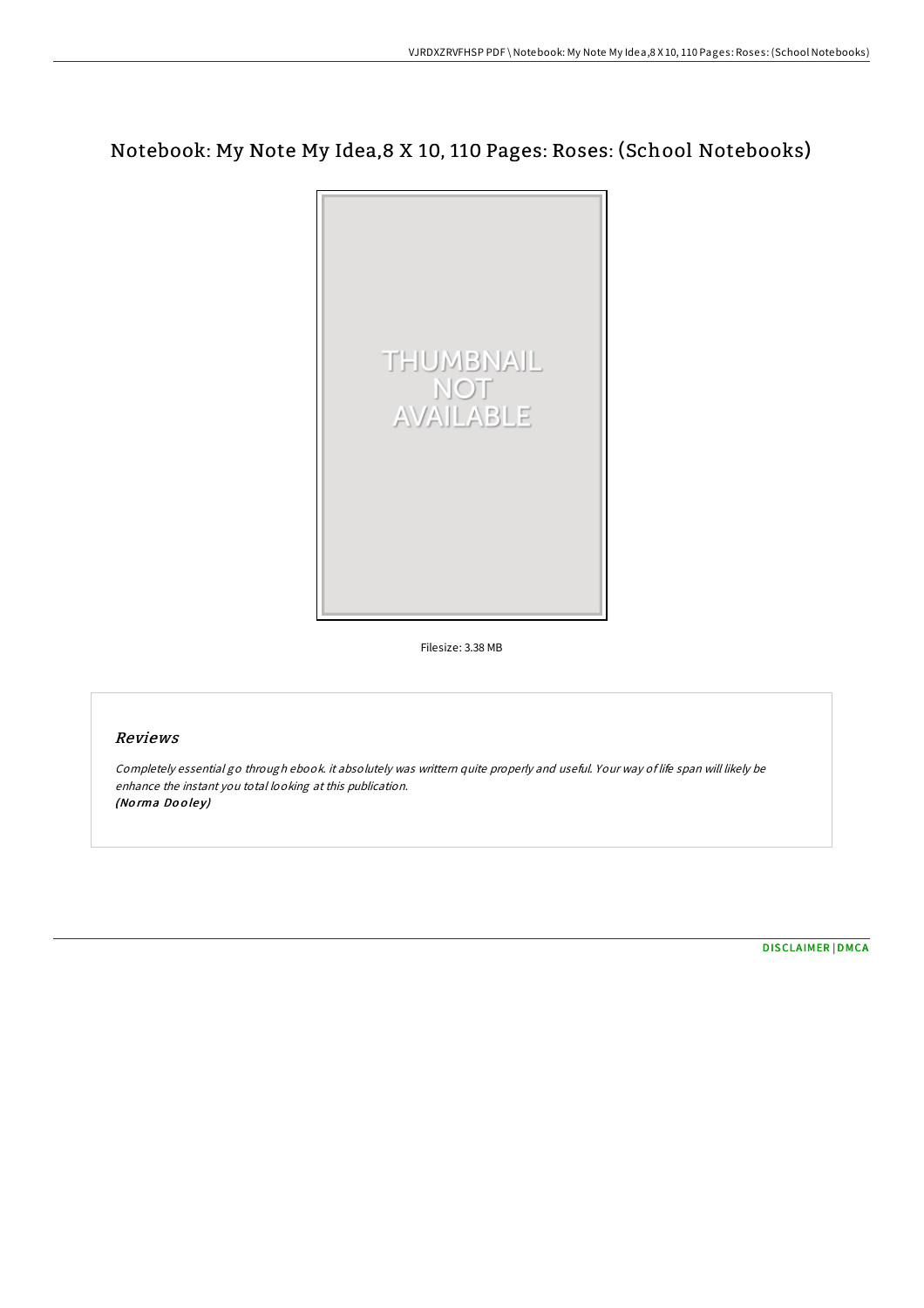# Notebook: My Note My Idea,8 X 10, 110 Pages: Roses: (School Notebooks)

Filesize: 3.38 MB

## Reviews

*Completely essential go through ebook. it absolutely was writtern quite properly and useful. Your way of life span will likely be enhance the instant you total looking at this publication.*
*(Norma Dooley)*

DISCLAIMER | DMCA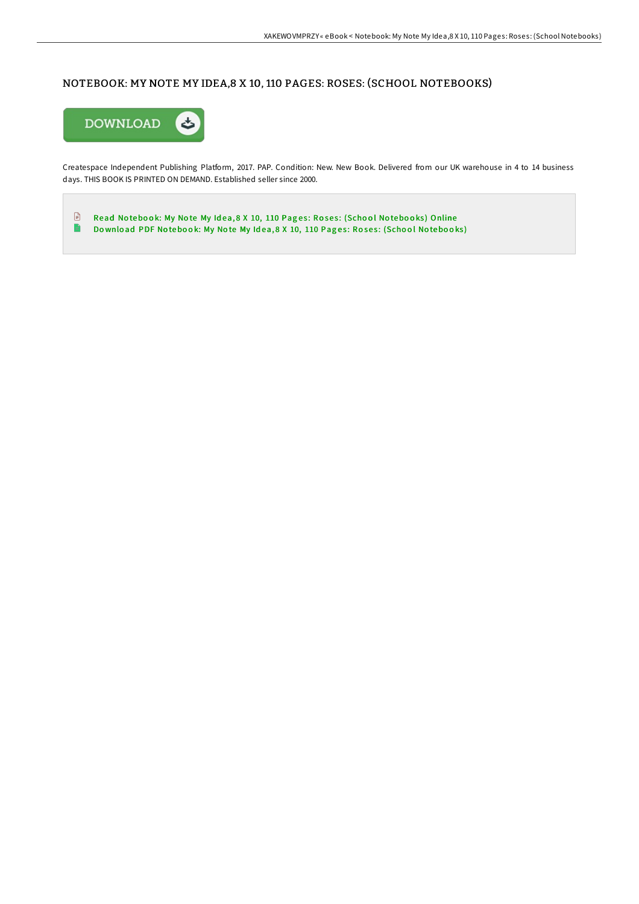## NOTEBOOK: MY NOTE MY IDEA,8 X 10, 110 PAGES: ROSES: (SCHOOL NOTEBOOKS)

DOWNLOAD

Createspace Independent Publishing Platform, 2017. PAP. Condition: New. New Book. Delivered from our UK warehouse in 4 to 14 business days. THIS BOOK IS PRINTED ON DEMAND. Established seller since 2000.

- Read Notebook: My Note My Idea,8 X 10, 110 Pages: Roses: (School Notebooks) Online
- Download PDF Notebook: My Note My Idea,8 X 10, 110 Pages: Roses: (School Notebooks)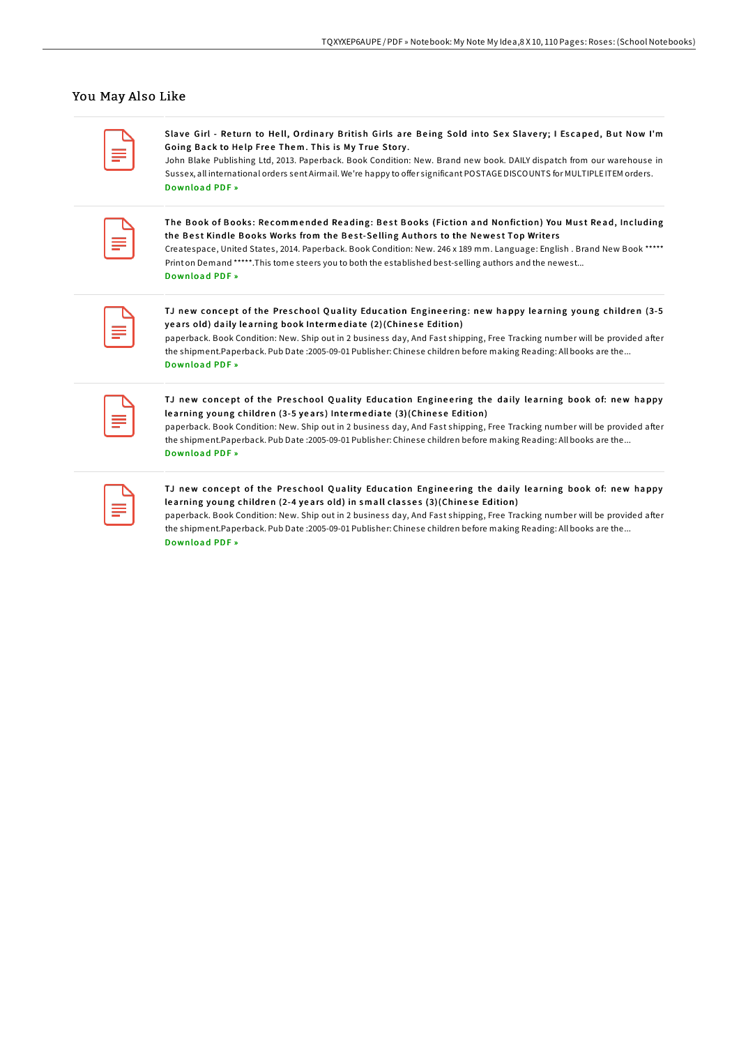## You May Also Like

**Slave Girl - Return to Hell, Ordinary British Girls are Being Sold into Sex Slavery; I Escaped, But Now I'm Going Back to Help Free Them. This is My True Story.**

John Blake Publishing Ltd, 2013. Paperback. Book Condition: New. Brand new book. DAILY dispatch from our warehouse in Sussex, all international orders sent Airmail. We're happy to offer significant POSTAGE DISCOUNTS for MULTIPLE ITEM orders.

Download PDF »

**The Book of Books: Recommended Reading: Best Books (Fiction and Nonfiction) You Must Read, Including the Best Kindle Books Works from the Best-Selling Authors to the Newest Top Writers**

Createspace, United States, 2014. Paperback. Book Condition: New. 246 x 189 mm. Language: English . Brand New Book ***** Print on Demand *****.This tome steers you to both the established best-selling authors and the newest...

Download PDF »

**TJ new concept of the Preschool Quality Education Engineering: new happy learning young children (3-5 years old) daily learning book Intermediate (2)(Chinese Edition)**

paperback. Book Condition: New. Ship out in 2 business day, And Fast shipping, Free Tracking number will be provided after the shipment.Paperback. Pub Date :2005-09-01 Publisher: Chinese children before making Reading: All books are the...

Download PDF »

**TJ new concept of the Preschool Quality Education Engineering the daily learning book of: new happy learning young children (3-5 years) Intermediate (3)(Chinese Edition)**

paperback. Book Condition: New. Ship out in 2 business day, And Fast shipping, Free Tracking number will be provided after the shipment.Paperback. Pub Date :2005-09-01 Publisher: Chinese children before making Reading: All books are the...

Download PDF »

**TJ new concept of the Preschool Quality Education Engineering the daily learning book of: new happy learning young children (2-4 years old) in small classes (3)(Chinese Edition)**

paperback. Book Condition: New. Ship out in 2 business day, And Fast shipping, Free Tracking number will be provided after the shipment.Paperback. Pub Date :2005-09-01 Publisher: Chinese children before making Reading: All books are the...

Download PDF »